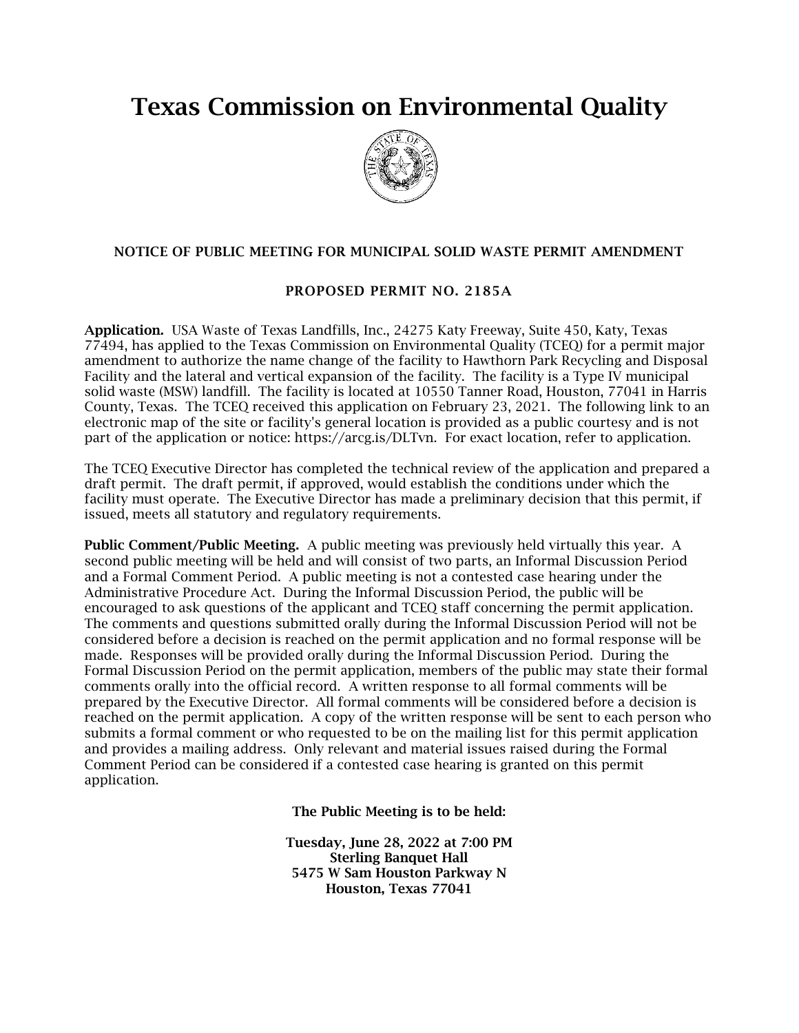# Texas Commission on Environmental Quality

### NOTICE OF PUBLIC MEETING FOR MUNICIPAL SOLID WASTE PERMIT AMENDMENT

### PROPOSED PERMIT NO. 2185A

**Application.** USA Waste of Texas Landfills, Inc., 24275 Katy Freeway, Suite 450, Katy, Texas 77494, has applied to the Texas Commission on Environmental Quality (TCEQ) for a permit major amendment to authorize the name change of the facility to Hawthorn Park Recycling and Disposal Facility and the lateral and vertical expansion of the facility. The facility is a Type IV municipal solid waste (MSW) landfill. The facility is located at 10550 Tanner Road, Houston, 77041 in Harris County, Texas. The TCEQ received this application on February 23, 2021. The following link to an electronic map of the site or facility's general location is provided as a public courtesy and is not part of the application or notice: https://arcg.is/DLTvn. For exact location, refer to application.

The TCEQ Executive Director has completed the technical review of the application and prepared a draft permit. The draft permit, if approved, would establish the conditions under which the facility must operate. The Executive Director has made a preliminary decision that this permit, if issued, meets all statutory and regulatory requirements.

**Public Comment/Public Meeting.** A public meeting was previously held virtually this year. A second public meeting will be held and will consist of two parts, an Informal Discussion Period and a Formal Comment Period. A public meeting is not a contested case hearing under the Administrative Procedure Act. During the Informal Discussion Period, the public will be encouraged to ask questions of the applicant and TCEQ staff concerning the permit application. The comments and questions submitted orally during the Informal Discussion Period will not be considered before a decision is reached on the permit application and no formal response will be made. Responses will be provided orally during the Informal Discussion Period. During the Formal Discussion Period on the permit application, members of the public may state their formal comments orally into the official record. A written response to all formal comments will be prepared by the Executive Director. All formal comments will be considered before a decision is reached on the permit application. A copy of the written response will be sent to each person who submits a formal comment or who requested to be on the mailing list for this permit application and provides a mailing address. Only relevant and material issues raised during the Formal Comment Period can be considered if a contested case hearing is granted on this permit application.

**The Public Meeting is to be held:**

**Tuesday, June 28, 2022 at 7:00 PM**
**Sterling Banquet Hall**
**5475 W Sam Houston Parkway N**
**Houston, Texas 77041**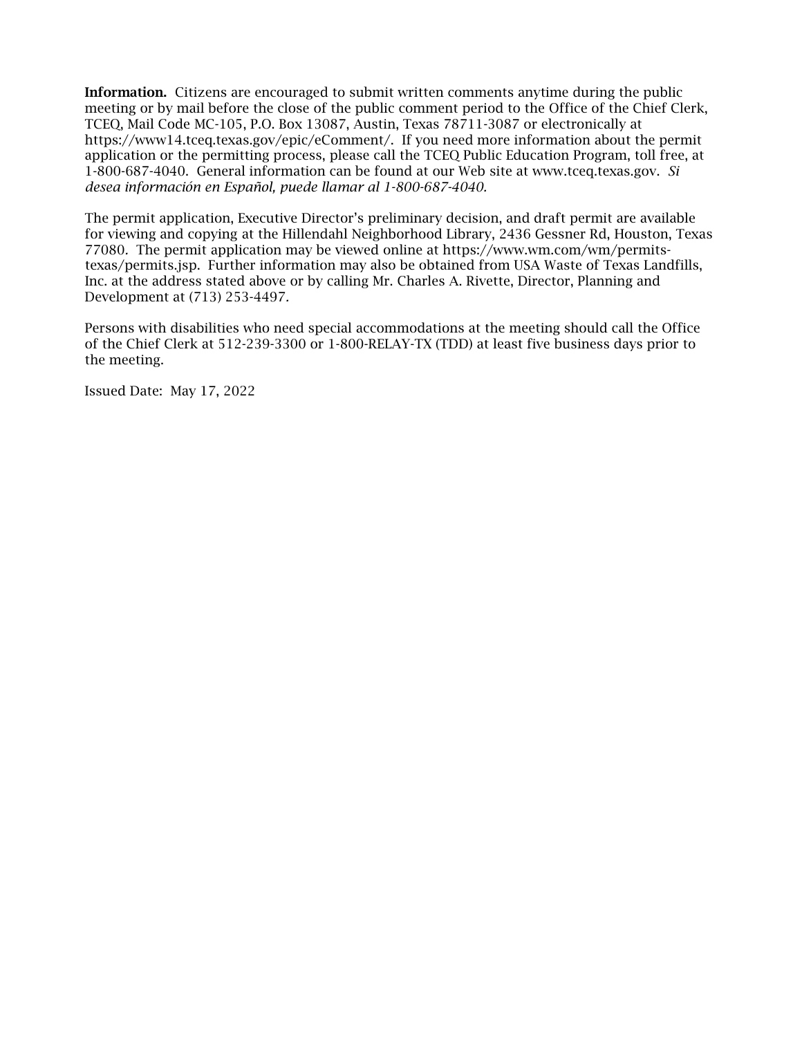**Information.** Citizens are encouraged to submit written comments anytime during the public meeting or by mail before the close of the public comment period to the Office of the Chief Clerk, TCEQ, Mail Code MC-105, P.O. Box 13087, Austin, Texas 78711-3087 or electronically at https://www14.tceq.texas.gov/epic/eComment/. If you need more information about the permit application or the permitting process, please call the TCEQ Public Education Program, toll free, at 1-800-687-4040. General information can be found at our Web site at www.tceq.texas.gov. *Si desea información en Español, puede llamar al 1-800-687-4040.*

The permit application, Executive Director's preliminary decision, and draft permit are available for viewing and copying at the Hillendahl Neighborhood Library, 2436 Gessner Rd, Houston, Texas 77080. The permit application may be viewed online at https://www.wm.com/wm/permits-texas/permits.jsp. Further information may also be obtained from USA Waste of Texas Landfills, Inc. at the address stated above or by calling Mr. Charles A. Rivette, Director, Planning and Development at (713) 253-4497.

Persons with disabilities who need special accommodations at the meeting should call the Office of the Chief Clerk at 512-239-3300 or 1-800-RELAY-TX (TDD) at least five business days prior to the meeting.

Issued Date: May 17, 2022